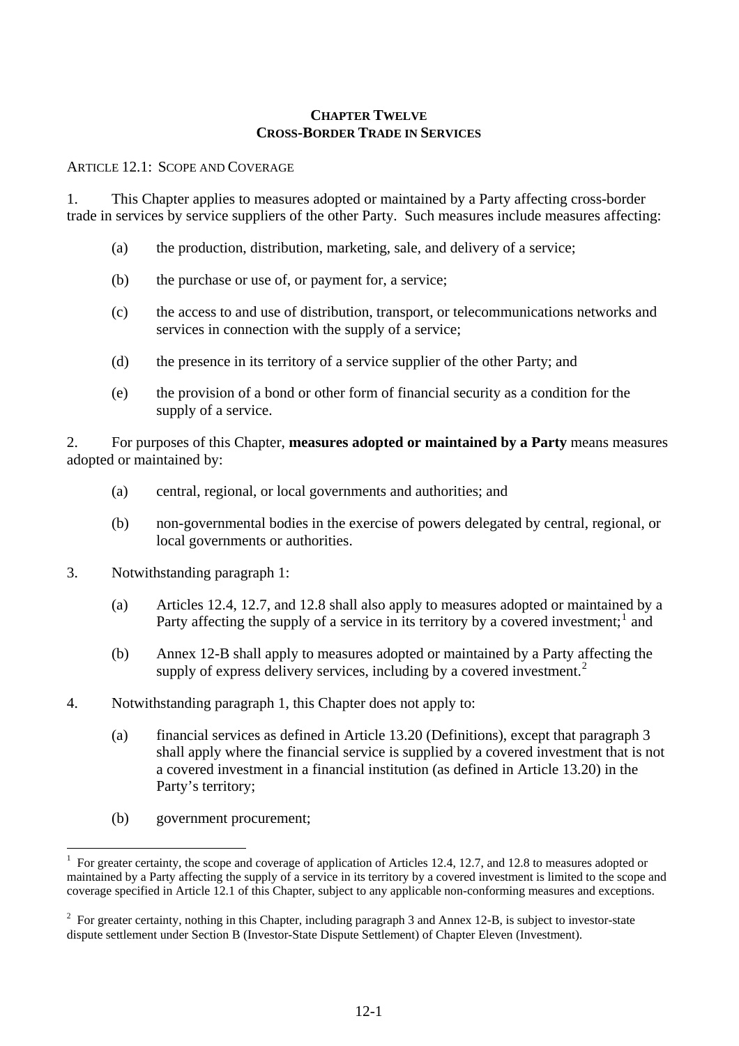# CHAPTER TWELVE
# CROSS-BORDER TRADE IN SERVICES

ARTICLE 12.1: SCOPE AND COVERAGE

1. This Chapter applies to measures adopted or maintained by a Party affecting cross-border trade in services by service suppliers of the other Party. Such measures include measures affecting:

   (a) the production, distribution, marketing, sale, and delivery of a service;

   (b) the purchase or use of, or payment for, a service;

   (c) the access to and use of distribution, transport, or telecommunications networks and services in connection with the supply of a service;

   (d) the presence in its territory of a service supplier of the other Party; and

   (e) the provision of a bond or other form of financial security as a condition for the supply of a service.

2. For purposes of this Chapter, **measures adopted or maintained by a Party** means measures adopted or maintained by:

   (a) central, regional, or local governments and authorities; and

   (b) non-governmental bodies in the exercise of powers delegated by central, regional, or local governments or authorities.

3. Notwithstanding paragraph 1:

   (a) Articles 12.4, 12.7, and 12.8 shall also apply to measures adopted or maintained by a Party affecting the supply of a service in its territory by a covered investment;[1] and

   (b) Annex 12-B shall apply to measures adopted or maintained by a Party affecting the supply of express delivery services, including by a covered investment.[2]

4. Notwithstanding paragraph 1, this Chapter does not apply to:

   (a) financial services as defined in Article 13.20 (Definitions), except that paragraph 3 shall apply where the financial service is supplied by a covered investment that is not a covered investment in a financial institution (as defined in Article 13.20) in the Party's territory;

   (b) government procurement;

---

[1] For greater certainty, the scope and coverage of application of Articles 12.4, 12.7, and 12.8 to measures adopted or maintained by a Party affecting the supply of a service in its territory by a covered investment is limited to the scope and coverage specified in Article 12.1 of this Chapter, subject to any applicable non-conforming measures and exceptions.

[2] For greater certainty, nothing in this Chapter, including paragraph 3 and Annex 12-B, is subject to investor-state dispute settlement under Section B (Investor-State Dispute Settlement) of Chapter Eleven (Investment).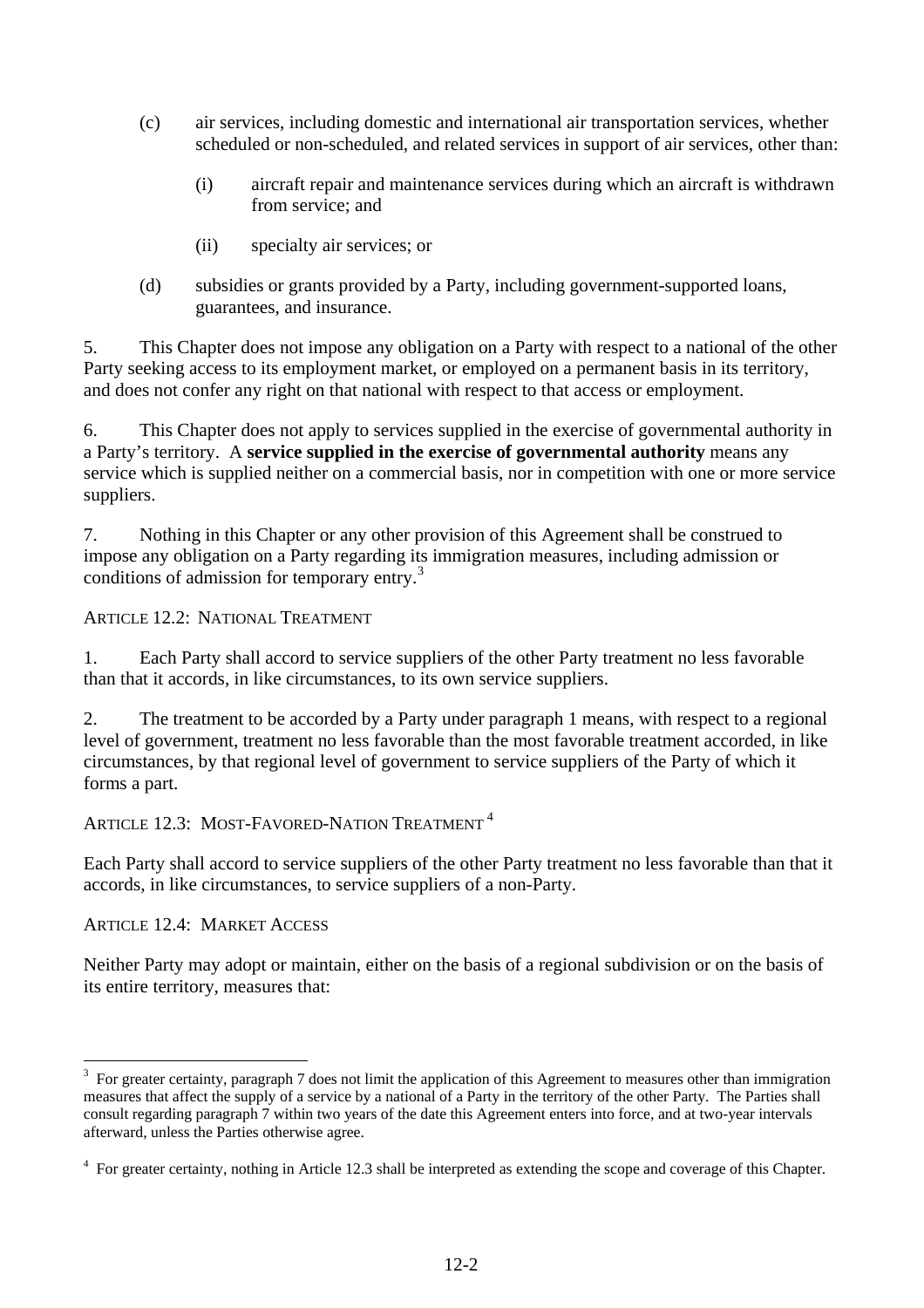(c) air services, including domestic and international air transportation services, whether scheduled or non-scheduled, and related services in support of air services, other than:

  (i) aircraft repair and maintenance services during which an aircraft is withdrawn from service; and

  (ii) specialty air services; or

(d) subsidies or grants provided by a Party, including government-supported loans, guarantees, and insurance.

5. This Chapter does not impose any obligation on a Party with respect to a national of the other Party seeking access to its employment market, or employed on a permanent basis in its territory, and does not confer any right on that national with respect to that access or employment.

6. This Chapter does not apply to services supplied in the exercise of governmental authority in a Party's territory. A **service supplied in the exercise of governmental authority** means any service which is supplied neither on a commercial basis, nor in competition with one or more service suppliers.

7. Nothing in this Chapter or any other provision of this Agreement shall be construed to impose any obligation on a Party regarding its immigration measures, including admission or conditions of admission for temporary entry.[3]

ARTICLE 12.2: NATIONAL TREATMENT

1. Each Party shall accord to service suppliers of the other Party treatment no less favorable than that it accords, in like circumstances, to its own service suppliers.

2. The treatment to be accorded by a Party under paragraph 1 means, with respect to a regional level of government, treatment no less favorable than the most favorable treatment accorded, in like circumstances, by that regional level of government to service suppliers of the Party of which it forms a part.

ARTICLE 12.3: MOST-FAVORED-NATION TREATMENT [4]

Each Party shall accord to service suppliers of the other Party treatment no less favorable than that it accords, in like circumstances, to service suppliers of a non-Party.

ARTICLE 12.4: MARKET ACCESS

Neither Party may adopt or maintain, either on the basis of a regional subdivision or on the basis of its entire territory, measures that:

---

[3] For greater certainty, paragraph 7 does not limit the application of this Agreement to measures other than immigration measures that affect the supply of a service by a national of a Party in the territory of the other Party. The Parties shall consult regarding paragraph 7 within two years of the date this Agreement enters into force, and at two-year intervals afterward, unless the Parties otherwise agree.

[4] For greater certainty, nothing in Article 12.3 shall be interpreted as extending the scope and coverage of this Chapter.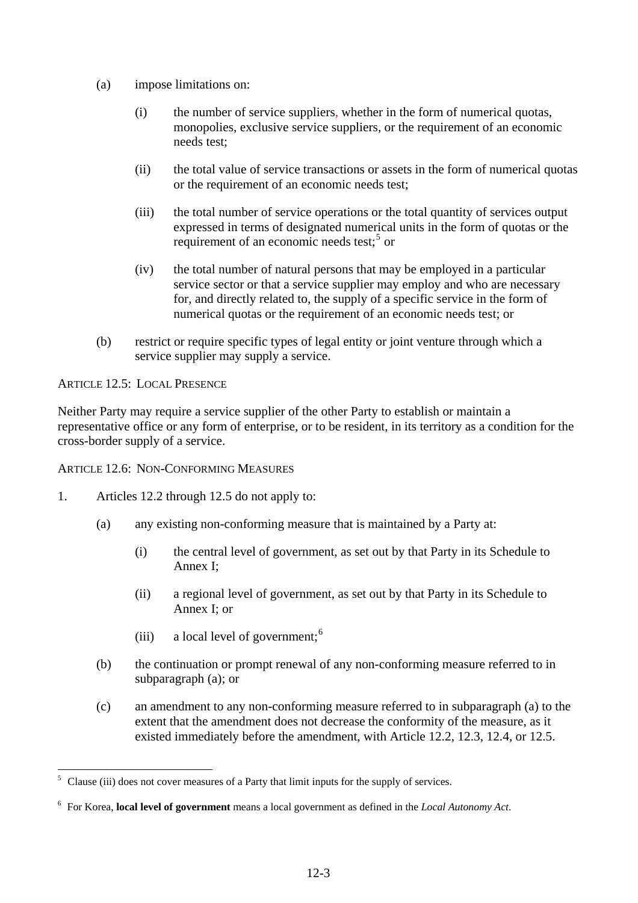(a) impose limitations on:

   (i) the number of service suppliers, whether in the form of numerical quotas, monopolies, exclusive service suppliers, or the requirement of an economic needs test;

   (ii) the total value of service transactions or assets in the form of numerical quotas or the requirement of an economic needs test;

   (iii) the total number of service operations or the total quantity of services output expressed in terms of designated numerical units in the form of quotas or the requirement of an economic needs test;[5] or

   (iv) the total number of natural persons that may be employed in a particular service sector or that a service supplier may employ and who are necessary for, and directly related to, the supply of a specific service in the form of numerical quotas or the requirement of an economic needs test; or

(b) restrict or require specific types of legal entity or joint venture through which a service supplier may supply a service.

ARTICLE 12.5: LOCAL PRESENCE

Neither Party may require a service supplier of the other Party to establish or maintain a representative office or any form of enterprise, or to be resident, in its territory as a condition for the cross-border supply of a service.

ARTICLE 12.6: NON-CONFORMING MEASURES

1. Articles 12.2 through 12.5 do not apply to:

   (a) any existing non-conforming measure that is maintained by a Party at:

      (i) the central level of government, as set out by that Party in its Schedule to Annex I;

      (ii) a regional level of government, as set out by that Party in its Schedule to Annex I; or

      (iii) a local level of government;[6]

   (b) the continuation or prompt renewal of any non-conforming measure referred to in subparagraph (a); or

   (c) an amendment to any non-conforming measure referred to in subparagraph (a) to the extent that the amendment does not decrease the conformity of the measure, as it existed immediately before the amendment, with Article 12.2, 12.3, 12.4, or 12.5.

---

[5] Clause (iii) does not cover measures of a Party that limit inputs for the supply of services.

[6] For Korea, **local level of government** means a local government as defined in the *Local Autonomy Act*.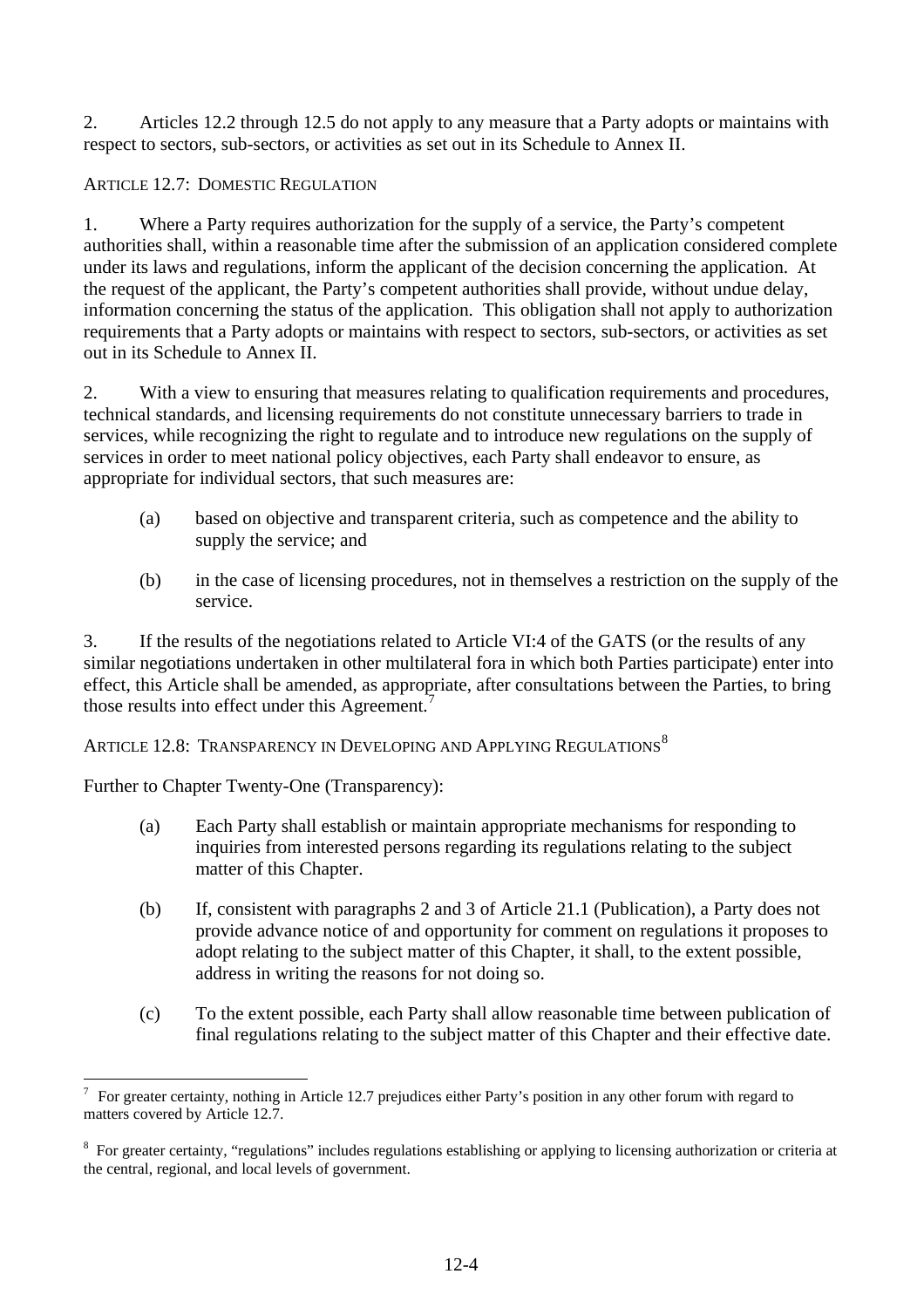2. Articles 12.2 through 12.5 do not apply to any measure that a Party adopts or maintains with respect to sectors, sub-sectors, or activities as set out in its Schedule to Annex II.

### ARTICLE 12.7: DOMESTIC REGULATION

1. Where a Party requires authorization for the supply of a service, the Party's competent authorities shall, within a reasonable time after the submission of an application considered complete under its laws and regulations, inform the applicant of the decision concerning the application. At the request of the applicant, the Party's competent authorities shall provide, without undue delay, information concerning the status of the application. This obligation shall not apply to authorization requirements that a Party adopts or maintains with respect to sectors, sub-sectors, or activities as set out in its Schedule to Annex II.

2. With a view to ensuring that measures relating to qualification requirements and procedures, technical standards, and licensing requirements do not constitute unnecessary barriers to trade in services, while recognizing the right to regulate and to introduce new regulations on the supply of services in order to meet national policy objectives, each Party shall endeavor to ensure, as appropriate for individual sectors, that such measures are:

(a) based on objective and transparent criteria, such as competence and the ability to supply the service; and

(b) in the case of licensing procedures, not in themselves a restriction on the supply of the service.

3. If the results of the negotiations related to Article VI:4 of the GATS (or the results of any similar negotiations undertaken in other multilateral fora in which both Parties participate) enter into effect, this Article shall be amended, as appropriate, after consultations between the Parties, to bring those results into effect under this Agreement.[7]

### ARTICLE 12.8: TRANSPARENCY IN DEVELOPING AND APPLYING REGULATIONS[8]

Further to Chapter Twenty-One (Transparency):

(a) Each Party shall establish or maintain appropriate mechanisms for responding to inquiries from interested persons regarding its regulations relating to the subject matter of this Chapter.

(b) If, consistent with paragraphs 2 and 3 of Article 21.1 (Publication), a Party does not provide advance notice of and opportunity for comment on regulations it proposes to adopt relating to the subject matter of this Chapter, it shall, to the extent possible, address in writing the reasons for not doing so.

(c) To the extent possible, each Party shall allow reasonable time between publication of final regulations relating to the subject matter of this Chapter and their effective date.

---

[7] For greater certainty, nothing in Article 12.7 prejudices either Party's position in any other forum with regard to matters covered by Article 12.7.

[8] For greater certainty, "regulations" includes regulations establishing or applying to licensing authorization or criteria at the central, regional, and local levels of government.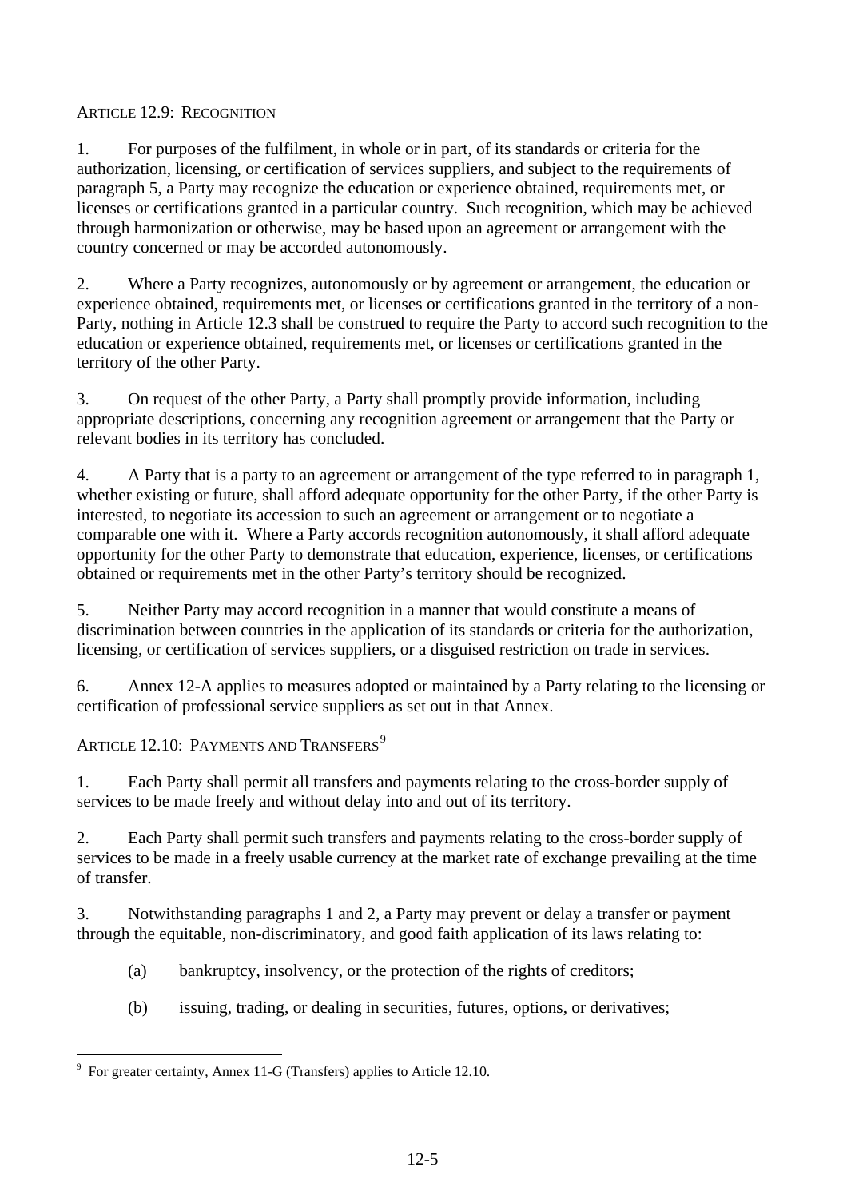### ARTICLE 12.9: RECOGNITION

1. For purposes of the fulfilment, in whole or in part, of its standards or criteria for the authorization, licensing, or certification of services suppliers, and subject to the requirements of paragraph 5, a Party may recognize the education or experience obtained, requirements met, or licenses or certifications granted in a particular country. Such recognition, which may be achieved through harmonization or otherwise, may be based upon an agreement or arrangement with the country concerned or may be accorded autonomously.

2. Where a Party recognizes, autonomously or by agreement or arrangement, the education or experience obtained, requirements met, or licenses or certifications granted in the territory of a non-Party, nothing in Article 12.3 shall be construed to require the Party to accord such recognition to the education or experience obtained, requirements met, or licenses or certifications granted in the territory of the other Party.

3. On request of the other Party, a Party shall promptly provide information, including appropriate descriptions, concerning any recognition agreement or arrangement that the Party or relevant bodies in its territory has concluded.

4. A Party that is a party to an agreement or arrangement of the type referred to in paragraph 1, whether existing or future, shall afford adequate opportunity for the other Party, if the other Party is interested, to negotiate its accession to such an agreement or arrangement or to negotiate a comparable one with it. Where a Party accords recognition autonomously, it shall afford adequate opportunity for the other Party to demonstrate that education, experience, licenses, or certifications obtained or requirements met in the other Party's territory should be recognized.

5. Neither Party may accord recognition in a manner that would constitute a means of discrimination between countries in the application of its standards or criteria for the authorization, licensing, or certification of services suppliers, or a disguised restriction on trade in services.

6. Annex 12-A applies to measures adopted or maintained by a Party relating to the licensing or certification of professional service suppliers as set out in that Annex.

### ARTICLE 12.10: PAYMENTS AND TRANSFERS[9]

1. Each Party shall permit all transfers and payments relating to the cross-border supply of services to be made freely and without delay into and out of its territory.

2. Each Party shall permit such transfers and payments relating to the cross-border supply of services to be made in a freely usable currency at the market rate of exchange prevailing at the time of transfer.

3. Notwithstanding paragraphs 1 and 2, a Party may prevent or delay a transfer or payment through the equitable, non-discriminatory, and good faith application of its laws relating to:

(a) bankruptcy, insolvency, or the protection of the rights of creditors;

(b) issuing, trading, or dealing in securities, futures, options, or derivatives;

---

[9] For greater certainty, Annex 11-G (Transfers) applies to Article 12.10.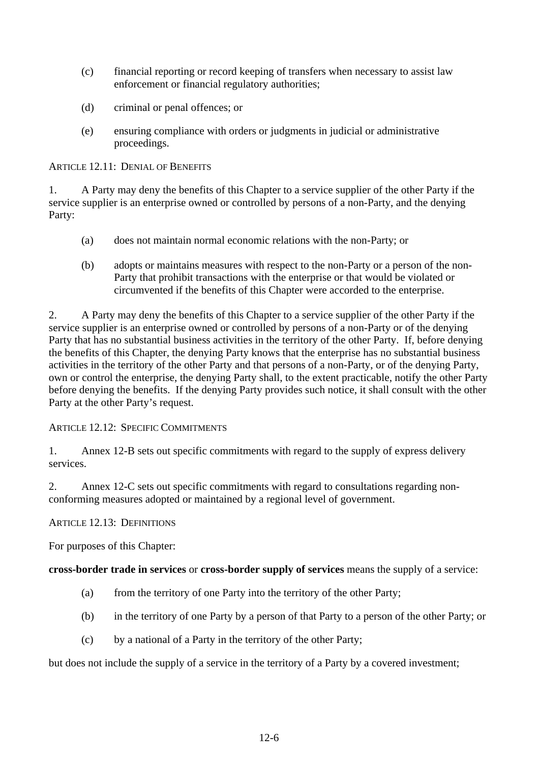(c) financial reporting or record keeping of transfers when necessary to assist law enforcement or financial regulatory authorities;

(d) criminal or penal offences; or

(e) ensuring compliance with orders or judgments in judicial or administrative proceedings.

ARTICLE 12.11: DENIAL OF BENEFITS

1. A Party may deny the benefits of this Chapter to a service supplier of the other Party if the service supplier is an enterprise owned or controlled by persons of a non-Party, and the denying Party:

(a) does not maintain normal economic relations with the non-Party; or

(b) adopts or maintains measures with respect to the non-Party or a person of the non-Party that prohibit transactions with the enterprise or that would be violated or circumvented if the benefits of this Chapter were accorded to the enterprise.

2. A Party may deny the benefits of this Chapter to a service supplier of the other Party if the service supplier is an enterprise owned or controlled by persons of a non-Party or of the denying Party that has no substantial business activities in the territory of the other Party. If, before denying the benefits of this Chapter, the denying Party knows that the enterprise has no substantial business activities in the territory of the other Party and that persons of a non-Party, or of the denying Party, own or control the enterprise, the denying Party shall, to the extent practicable, notify the other Party before denying the benefits. If the denying Party provides such notice, it shall consult with the other Party at the other Party's request.

ARTICLE 12.12: SPECIFIC COMMITMENTS

1. Annex 12-B sets out specific commitments with regard to the supply of express delivery services.

2. Annex 12-C sets out specific commitments with regard to consultations regarding non-conforming measures adopted or maintained by a regional level of government.

ARTICLE 12.13: DEFINITIONS

For purposes of this Chapter:

**cross-border trade in services** or **cross-border supply of services** means the supply of a service:

(a) from the territory of one Party into the territory of the other Party;

(b) in the territory of one Party by a person of that Party to a person of the other Party; or

(c) by a national of a Party in the territory of the other Party;

but does not include the supply of a service in the territory of a Party by a covered investment;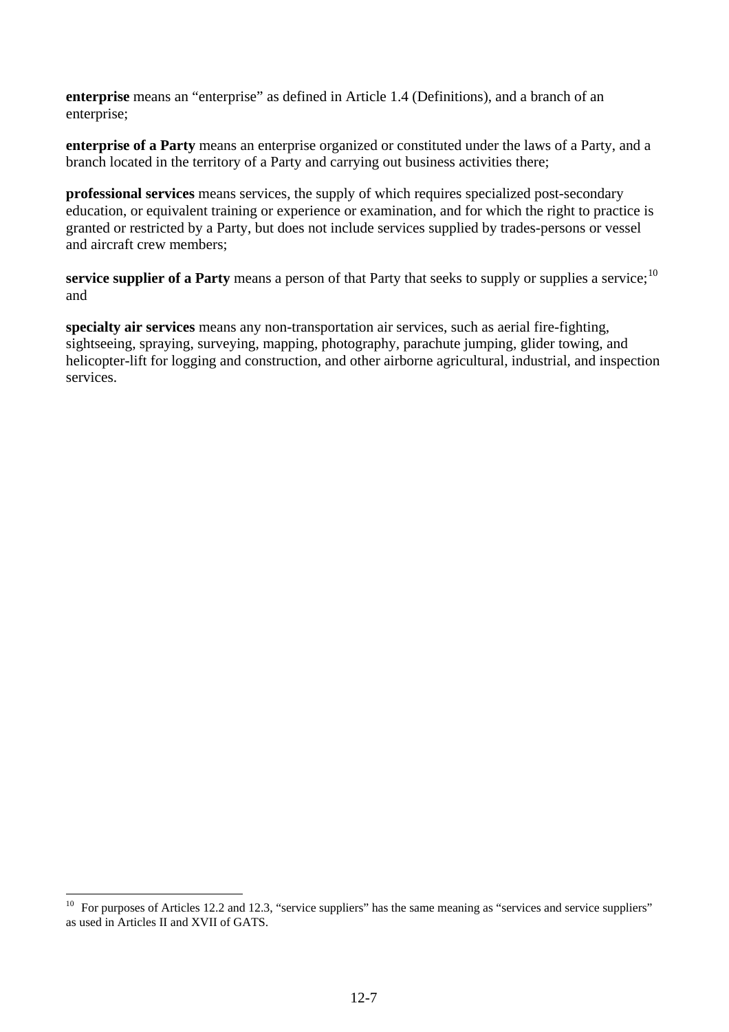**enterprise** means an "enterprise" as defined in Article 1.4 (Definitions), and a branch of an enterprise;

**enterprise of a Party** means an enterprise organized or constituted under the laws of a Party, and a branch located in the territory of a Party and carrying out business activities there;

**professional services** means services, the supply of which requires specialized post-secondary education, or equivalent training or experience or examination, and for which the right to practice is granted or restricted by a Party, but does not include services supplied by trades-persons or vessel and aircraft crew members;

**service supplier of a Party** means a person of that Party that seeks to supply or supplies a service;[10] and

**specialty air services** means any non-transportation air services, such as aerial fire-fighting, sightseeing, spraying, surveying, mapping, photography, parachute jumping, glider towing, and helicopter-lift for logging and construction, and other airborne agricultural, industrial, and inspection services.

---

[10] For purposes of Articles 12.2 and 12.3, "service suppliers" has the same meaning as "services and service suppliers" as used in Articles II and XVII of GATS.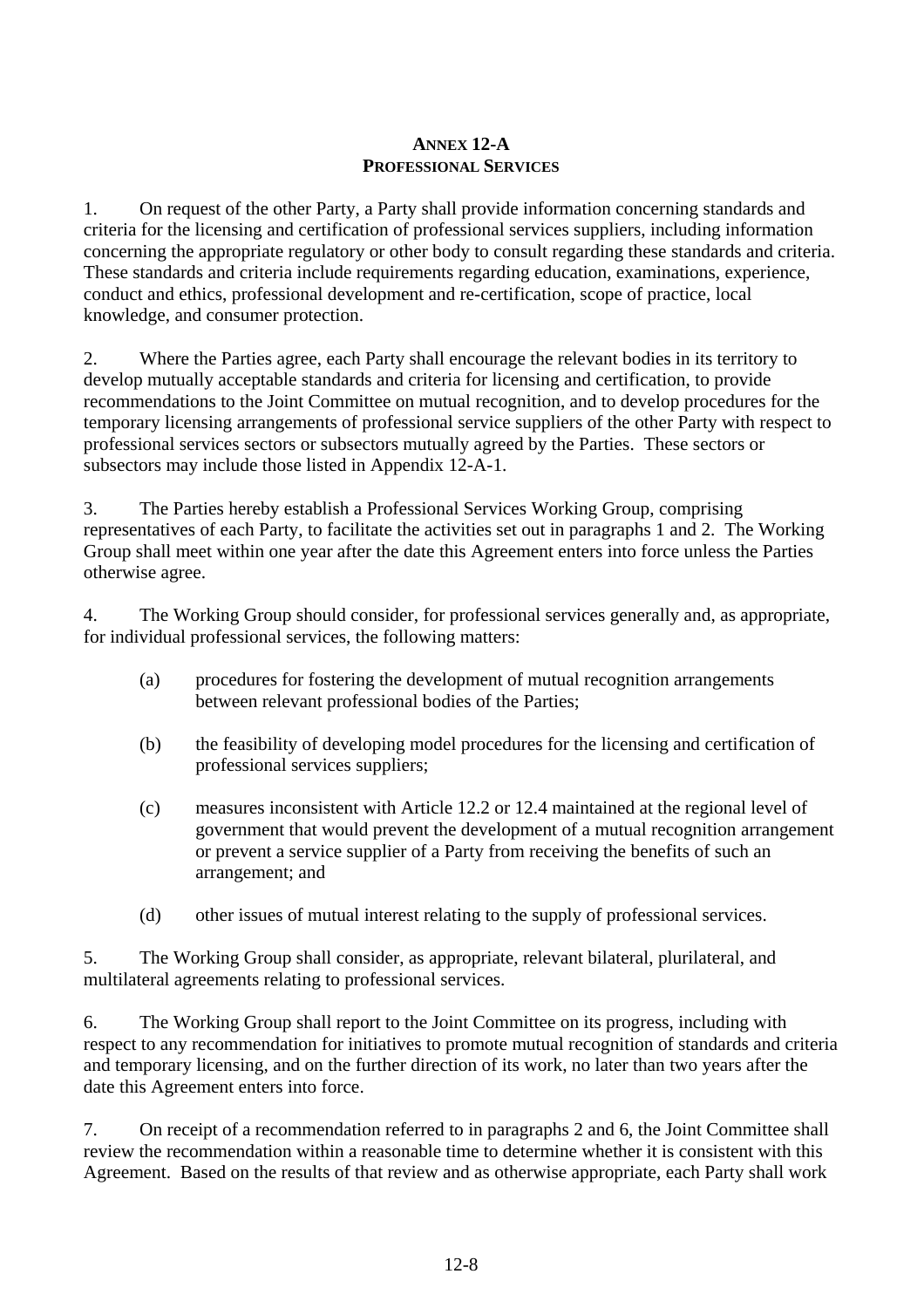# ANNEX 12-A
## PROFESSIONAL SERVICES

1. On request of the other Party, a Party shall provide information concerning standards and criteria for the licensing and certification of professional services suppliers, including information concerning the appropriate regulatory or other body to consult regarding these standards and criteria. These standards and criteria include requirements regarding education, examinations, experience, conduct and ethics, professional development and re-certification, scope of practice, local knowledge, and consumer protection.

2. Where the Parties agree, each Party shall encourage the relevant bodies in its territory to develop mutually acceptable standards and criteria for licensing and certification, to provide recommendations to the Joint Committee on mutual recognition, and to develop procedures for the temporary licensing arrangements of professional service suppliers of the other Party with respect to professional services sectors or subsectors mutually agreed by the Parties. These sectors or subsectors may include those listed in Appendix 12-A-1.

3. The Parties hereby establish a Professional Services Working Group, comprising representatives of each Party, to facilitate the activities set out in paragraphs 1 and 2. The Working Group shall meet within one year after the date this Agreement enters into force unless the Parties otherwise agree.

4. The Working Group should consider, for professional services generally and, as appropriate, for individual professional services, the following matters:

(a) procedures for fostering the development of mutual recognition arrangements between relevant professional bodies of the Parties;

(b) the feasibility of developing model procedures for the licensing and certification of professional services suppliers;

(c) measures inconsistent with Article 12.2 or 12.4 maintained at the regional level of government that would prevent the development of a mutual recognition arrangement or prevent a service supplier of a Party from receiving the benefits of such an arrangement; and

(d) other issues of mutual interest relating to the supply of professional services.

5. The Working Group shall consider, as appropriate, relevant bilateral, plurilateral, and multilateral agreements relating to professional services.

6. The Working Group shall report to the Joint Committee on its progress, including with respect to any recommendation for initiatives to promote mutual recognition of standards and criteria and temporary licensing, and on the further direction of its work, no later than two years after the date this Agreement enters into force.

7. On receipt of a recommendation referred to in paragraphs 2 and 6, the Joint Committee shall review the recommendation within a reasonable time to determine whether it is consistent with this Agreement. Based on the results of that review and as otherwise appropriate, each Party shall work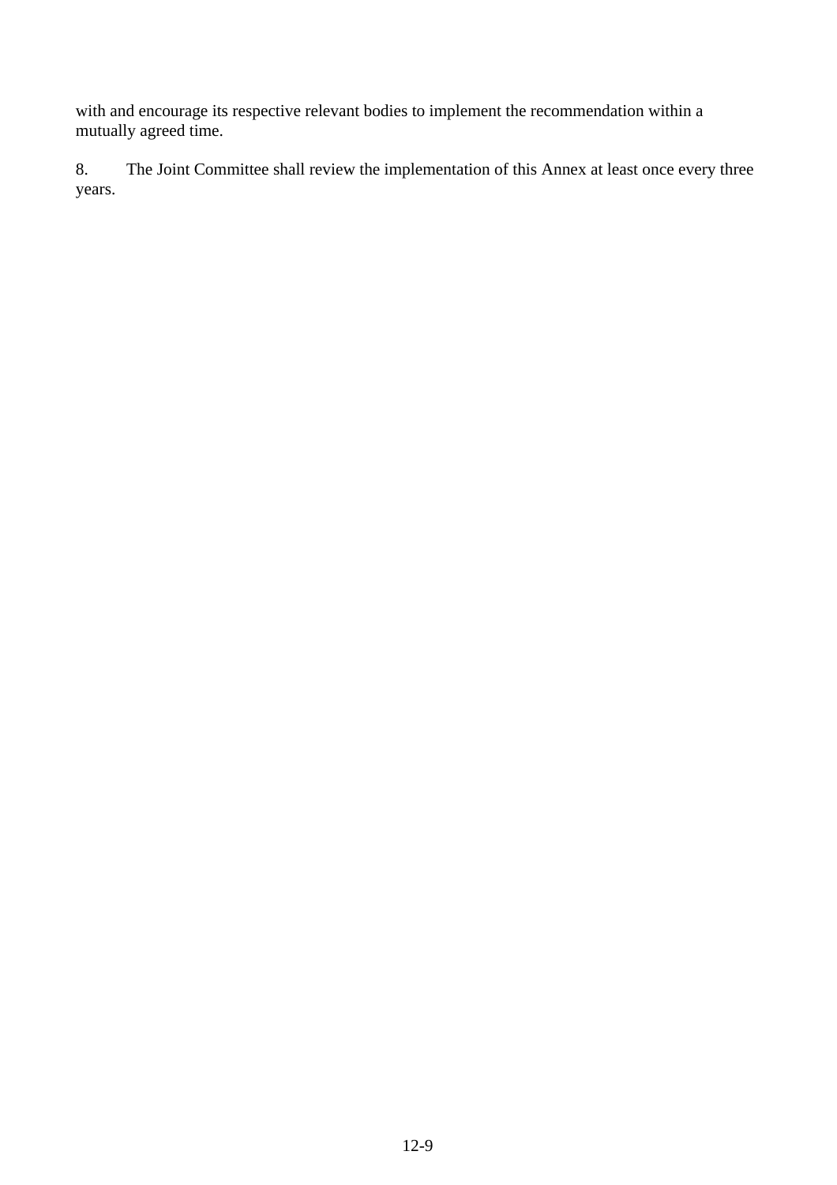with and encourage its respective relevant bodies to implement the recommendation within a mutually agreed time.

8. The Joint Committee shall review the implementation of this Annex at least once every three years.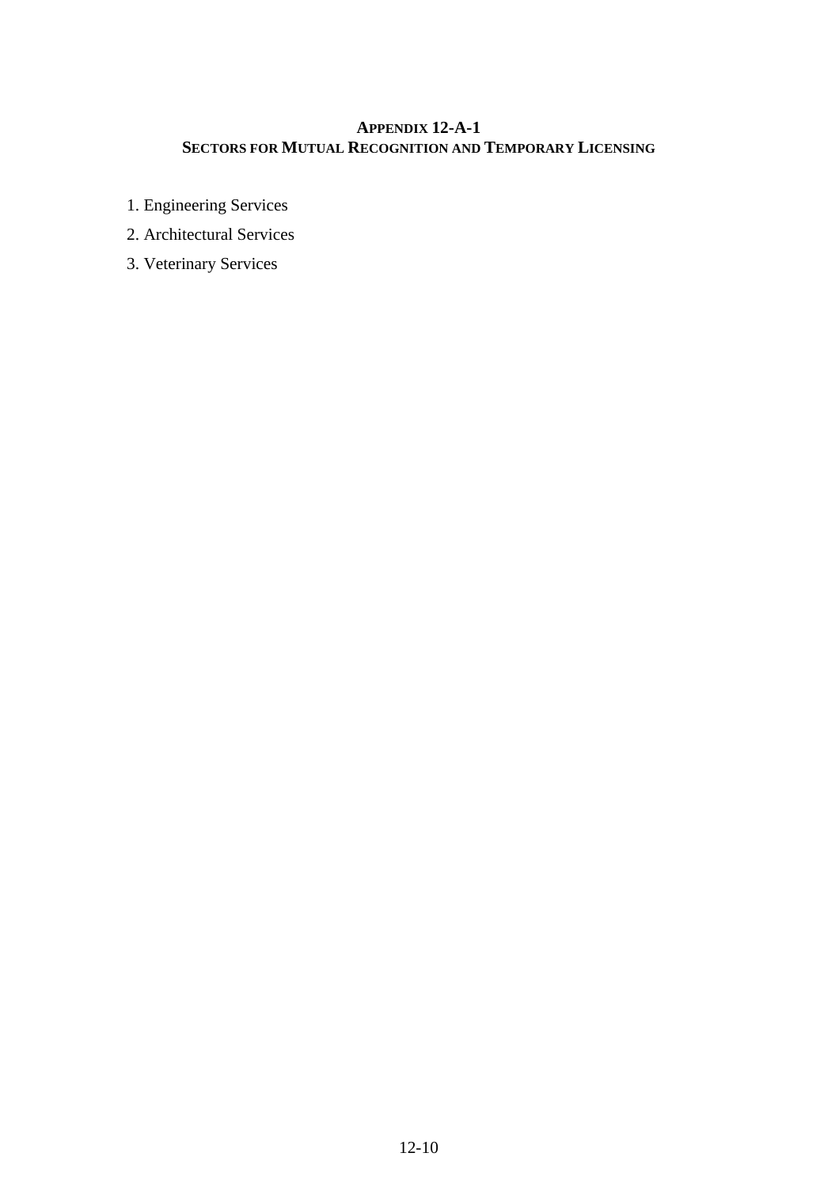# APPENDIX 12-A-1
# SECTORS FOR MUTUAL RECOGNITION AND TEMPORARY LICENSING

1. Engineering Services
2. Architectural Services
3. Veterinary Services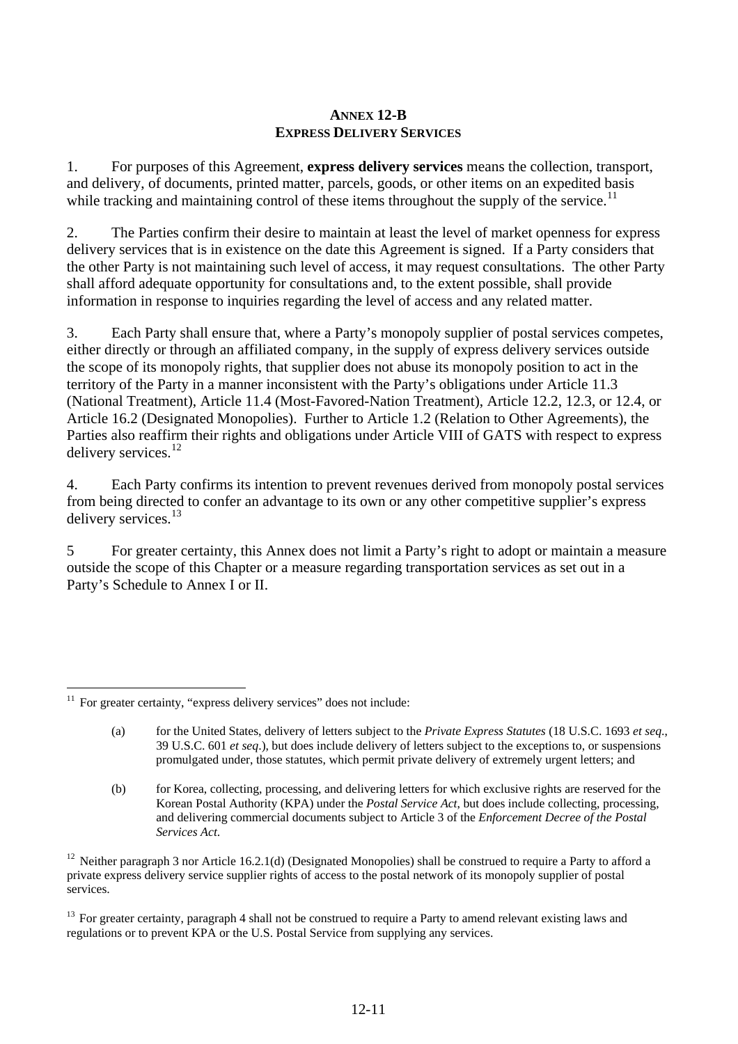# ANNEX 12-B
## EXPRESS DELIVERY SERVICES

1. For purposes of this Agreement, **express delivery services** means the collection, transport, and delivery, of documents, printed matter, parcels, goods, or other items on an expedited basis while tracking and maintaining control of these items throughout the supply of the service.[11]

2. The Parties confirm their desire to maintain at least the level of market openness for express delivery services that is in existence on the date this Agreement is signed. If a Party considers that the other Party is not maintaining such level of access, it may request consultations. The other Party shall afford adequate opportunity for consultations and, to the extent possible, shall provide information in response to inquiries regarding the level of access and any related matter.

3. Each Party shall ensure that, where a Party's monopoly supplier of postal services competes, either directly or through an affiliated company, in the supply of express delivery services outside the scope of its monopoly rights, that supplier does not abuse its monopoly position to act in the territory of the Party in a manner inconsistent with the Party's obligations under Article 11.3 (National Treatment), Article 11.4 (Most-Favored-Nation Treatment), Article 12.2, 12.3, or 12.4, or Article 16.2 (Designated Monopolies). Further to Article 1.2 (Relation to Other Agreements), the Parties also reaffirm their rights and obligations under Article VIII of GATS with respect to express delivery services.[12]

4. Each Party confirms its intention to prevent revenues derived from monopoly postal services from being directed to confer an advantage to its own or any other competitive supplier's express delivery services.[13]

5 For greater certainty, this Annex does not limit a Party's right to adopt or maintain a measure outside the scope of this Chapter or a measure regarding transportation services as set out in a Party's Schedule to Annex I or II.

---

[11] For greater certainty, "express delivery services" does not include:

(a) for the United States, delivery of letters subject to the *Private Express Statutes* (18 U.S.C. 1693 *et seq*., 39 U.S.C. 601 *et seq*.), but does include delivery of letters subject to the exceptions to, or suspensions promulgated under, those statutes, which permit private delivery of extremely urgent letters; and

(b) for Korea, collecting, processing, and delivering letters for which exclusive rights are reserved for the Korean Postal Authority (KPA) under the *Postal Service Act*, but does include collecting, processing, and delivering commercial documents subject to Article 3 of the *Enforcement Decree of the Postal Services Act*.

[12] Neither paragraph 3 nor Article 16.2.1(d) (Designated Monopolies) shall be construed to require a Party to afford a private express delivery service supplier rights of access to the postal network of its monopoly supplier of postal services.

[13] For greater certainty, paragraph 4 shall not be construed to require a Party to amend relevant existing laws and regulations or to prevent KPA or the U.S. Postal Service from supplying any services.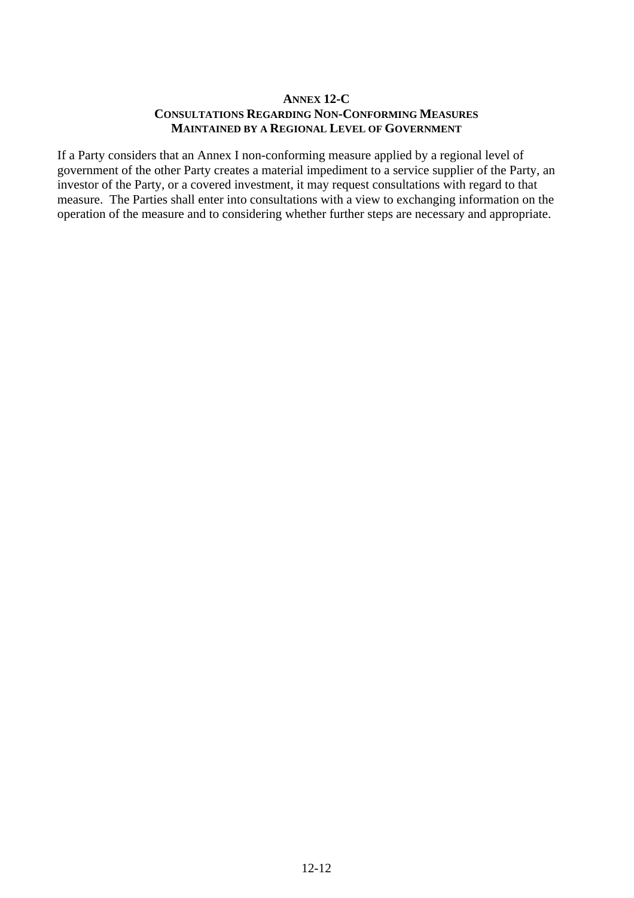# Annex 12-C
## Consultations Regarding Non-Conforming Measures Maintained by a Regional Level of Government

If a Party considers that an Annex I non-conforming measure applied by a regional level of government of the other Party creates a material impediment to a service supplier of the Party, an investor of the Party, or a covered investment, it may request consultations with regard to that measure. The Parties shall enter into consultations with a view to exchanging information on the operation of the measure and to considering whether further steps are necessary and appropriate.